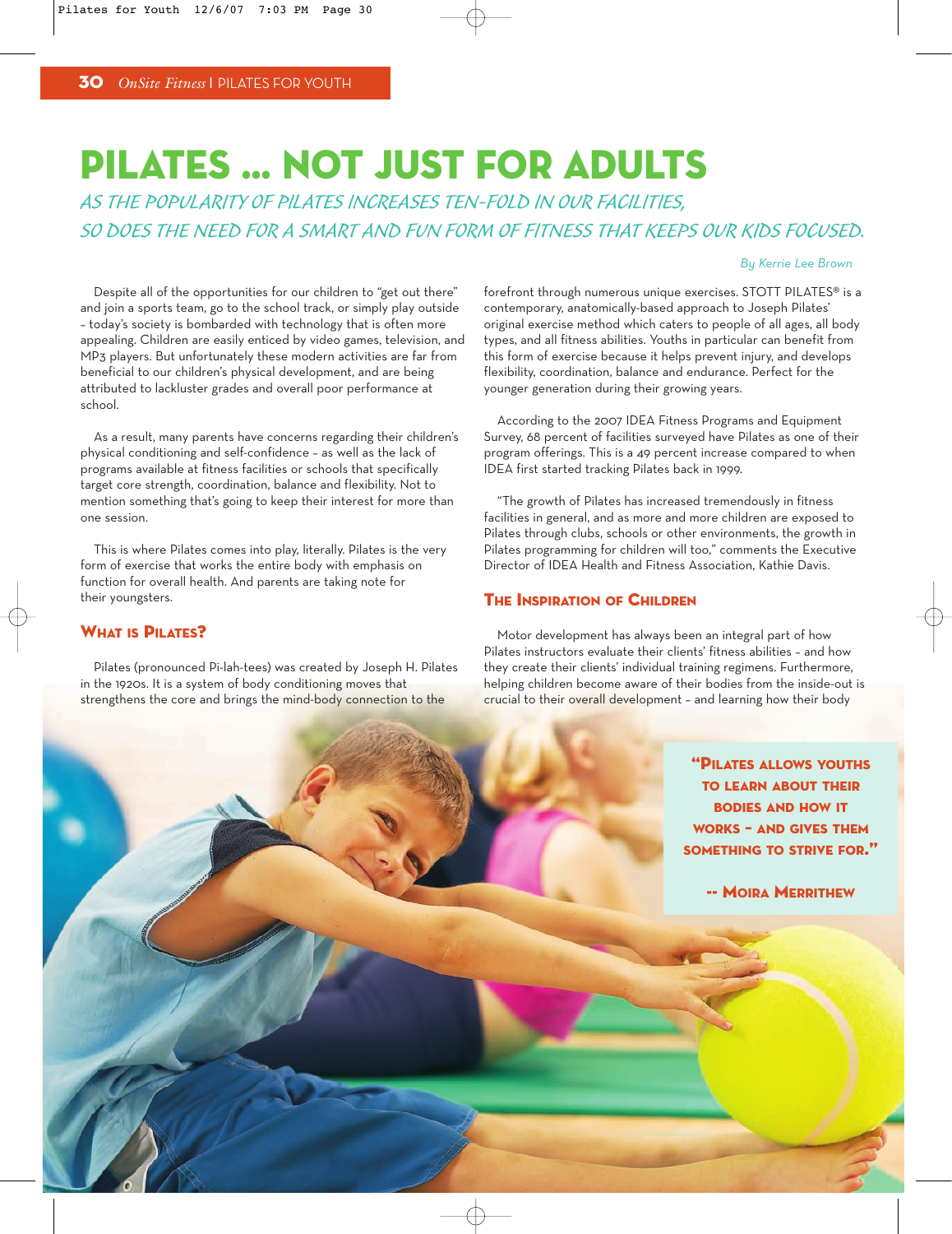# PILATES ... NOT JUST FOR ADULTS

*AS THE POPULARITY OF PILATES INCREASES TEN-FOLD IN OUR FACILITIES, SO DOES THE NEED FOR A SMART AND FUN FORM OF FITNESS THAT KEEPS OUR KIDS FOCUSED.*

*By Kerrie Lee Brown*

Despite all of the opportunities for our children to "get out there" and join a sports team, go to the school track, or simply play outside – today's society is bombarded with technology that is often more appealing. Children are easily enticed by video games, television, and MP3 players. But unfortunately these modern activities are far from beneficial to our children's physical development, and are being attributed to lackluster grades and overall poor performance at school.

As a result, many parents have concerns regarding their children's physical conditioning and self-confidence – as well as the lack of programs available at fitness facilities or schools that specifically target core strength, coordination, balance and flexibility. Not to mention something that's going to keep their interest for more than one session.

This is where Pilates comes into play, literally. Pilates is the very form of exercise that works the entire body with emphasis on function for overall health. And parents are taking note for their youngsters.

## What is Pilates?

Pilates (pronounced Pi-lah-tees) was created by Joseph H. Pilates in the 1920s. It is a system of body conditioning moves that strengthens the core and brings the mind-body connection to the forefront through numerous unique exercises. STOTT PILATES® is a contemporary, anatomically-based approach to Joseph Pilates' original exercise method which caters to people of all ages, all body types, and all fitness abilities. Youths in particular can benefit from this form of exercise because it helps prevent injury, and develops flexibility, coordination, balance and endurance. Perfect for the younger generation during their growing years.

According to the 2007 IDEA Fitness Programs and Equipment Survey, 68 percent of facilities surveyed have Pilates as one of their program offerings. This is a 49 percent increase compared to when IDEA first started tracking Pilates back in 1999.

"The growth of Pilates has increased tremendously in fitness facilities in general, and as more and more children are exposed to Pilates through clubs, schools or other environments, the growth in Pilates programming for children will too," comments the Executive Director of IDEA Health and Fitness Association, Kathie Davis.

## The Inspiration of Children

Motor development has always been an integral part of how Pilates instructors evaluate their clients' fitness abilities – and how they create their clients' individual training regimens. Furthermore, helping children become aware of their bodies from the inside-out is crucial to their overall development – and learning how their body

> **"Pilates allows youths to learn about their bodies and how it works – and gives them something to strive for."**
>
> **-- Moira Merrithew**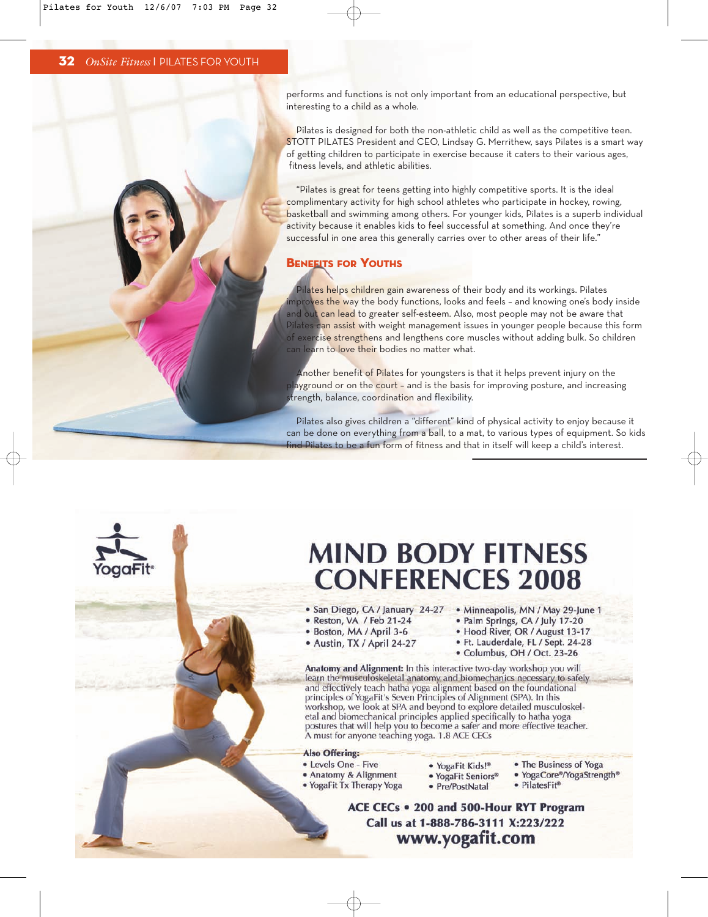performs and functions is not only important from an educational perspective, but interesting to a child as a whole.

Pilates is designed for both the non-athletic child as well as the competitive teen. STOTT PILATES President and CEO, Lindsay G. Merrithew, says Pilates is a smart way of getting children to participate in exercise because it caters to their various ages, fitness levels, and athletic abilities.

"Pilates is great for teens getting into highly competitive sports. It is the ideal complimentary activity for high school athletes who participate in hockey, rowing, basketball and swimming among others. For younger kids, Pilates is a superb individual activity because it enables kids to feel successful at something. And once they're successful in one area this generally carries over to other areas of their life."

## Benefits for Youths

Pilates helps children gain awareness of their body and its workings. Pilates improves the way the body functions, looks and feels – and knowing one's body inside and out can lead to greater self-esteem. Also, most people may not be aware that Pilates can assist with weight management issues in younger people because this form of exercise strengthens and lengthens core muscles without adding bulk. So children can learn to love their bodies no matter what.

Another benefit of Pilates for youngsters is that it helps prevent injury on the playground or on the court – and is the basis for improving posture, and increasing strength, balance, coordination and flexibility.

Pilates also gives children a "different" kind of physical activity to enjoy because it can be done on everything from a ball, to a mat, to various types of equipment. So kids find Pilates to be a fun form of fitness and that in itself will keep a child's interest.

---

YogaFit®

# MIND BODY FITNESS CONFERENCES 2008

- San Diego, CA / January 24-27
- Reston, VA / Feb 21-24
- Boston, MA / April 3-6
- Austin, TX / April 24-27
- Minneapolis, MN / May 29-June 1
- Palm Springs, CA / July 17-20
- Hood River, OR / August 13-17
- Ft. Lauderdale, FL / Sept. 24-28
- Columbus, OH / Oct. 23-26

**Anatomy and Alignment:** In this interactive two-day workshop you will learn the musculoskeletal anatomy and biomechanics necessary to safely and effectively teach hatha yoga alignment based on the foundational principles of YogaFit's Seven Principles of Alignment (SPA). In this workshop, we look at SPA and beyond to explore detailed musculoskeletal and biomechanical principles applied specifically to hatha yoga postures that will help you to become a safer and more effective teacher. A must for anyone teaching yoga. 1.8 ACE CECs

**Also Offering:**

- Levels One - Five
- Anatomy & Alignment
- YogaFit Tx Therapy Yoga
- YogaFit Kids!®
- YogaFit Seniors®
- Pre/PostNatal
- The Business of Yoga
- YogaCore®/YogaStrength®
- PilatesFit®

**ACE CECs • 200 and 500-Hour RYT Program**

**Call us at 1-888-786-3111 X:223/222**

**www.yogafit.com**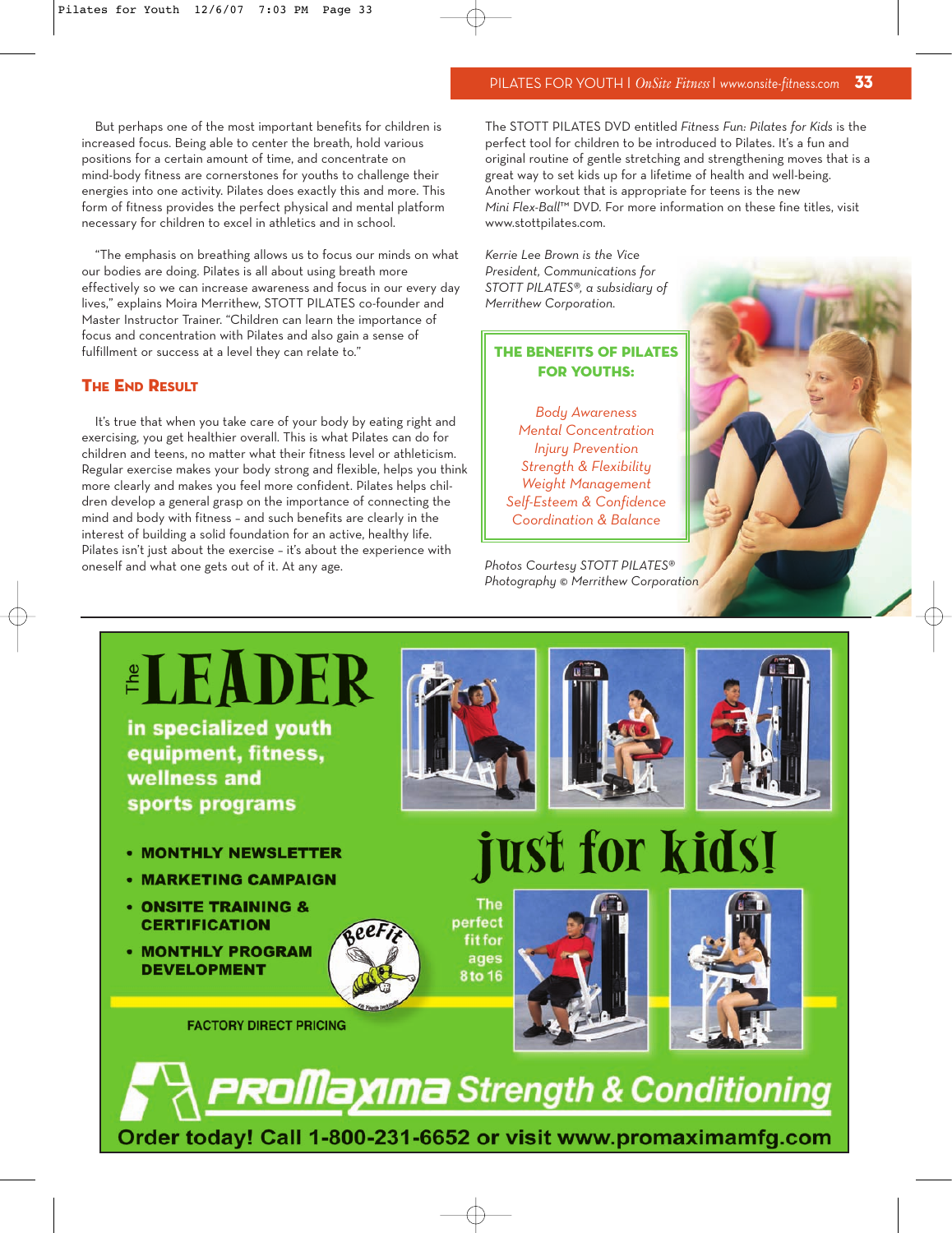But perhaps one of the most important benefits for children is increased focus. Being able to center the breath, hold various positions for a certain amount of time, and concentrate on mind-body fitness are cornerstones for youths to challenge their energies into one activity. Pilates does exactly this and more. This form of fitness provides the perfect physical and mental platform necessary for children to excel in athletics and in school.

"The emphasis on breathing allows us to focus our minds on what our bodies are doing. Pilates is all about using breath more effectively so we can increase awareness and focus in our every day lives," explains Moira Merrithew, STOTT PILATES co-founder and Master Instructor Trainer. "Children can learn the importance of focus and concentration with Pilates and also gain a sense of fulfillment or success at a level they can relate to."

## The End Result

It's true that when you take care of your body by eating right and exercising, you get healthier overall. This is what Pilates can do for children and teens, no matter what their fitness level or athleticism. Regular exercise makes your body strong and flexible, helps you think more clearly and makes you feel more confident. Pilates helps children develop a general grasp on the importance of connecting the mind and body with fitness – and such benefits are clearly in the interest of building a solid foundation for an active, healthy life. Pilates isn't just about the exercise – it's about the experience with oneself and what one gets out of it. At any age.

The STOTT PILATES DVD entitled *Fitness Fun: Pilates for Kids* is the perfect tool for children to be introduced to Pilates. It's a fun and original routine of gentle stretching and strengthening moves that is a great way to set kids up for a lifetime of health and well-being. Another workout that is appropriate for teens is the new *Mini Flex-Ball*™ DVD. For more information on these fine titles, visit www.stottpilates.com.

*Kerrie Lee Brown is the Vice President, Communications for STOTT PILATES®, a subsidiary of Merrithew Corporation.*

**THE BENEFITS OF PILATES FOR YOUTHS:**

*Body Awareness*
*Mental Concentration*
*Injury Prevention*
*Strength & Flexibility*
*Weight Management*
*Self-Esteem & Confidence*
*Coordination & Balance*

*Photos Courtesy STOTT PILATES®*
*Photography © Merrithew Corporation*

**The LEADER in specialized youth equipment, fitness, wellness and sports programs**

- **MONTHLY NEWSLETTER**
- **MARKETING CAMPAIGN**
- **ONSITE TRAINING & CERTIFICATION**
- **MONTHLY PROGRAM DEVELOPMENT**

BeeFit

**just for kids!**

The perfect fit for ages 8 to 16

FACTORY DIRECT PRICING

**PROMAXIMA Strength & Conditioning**

**Order today! Call 1-800-231-6652 or visit www.promaximamfg.com**